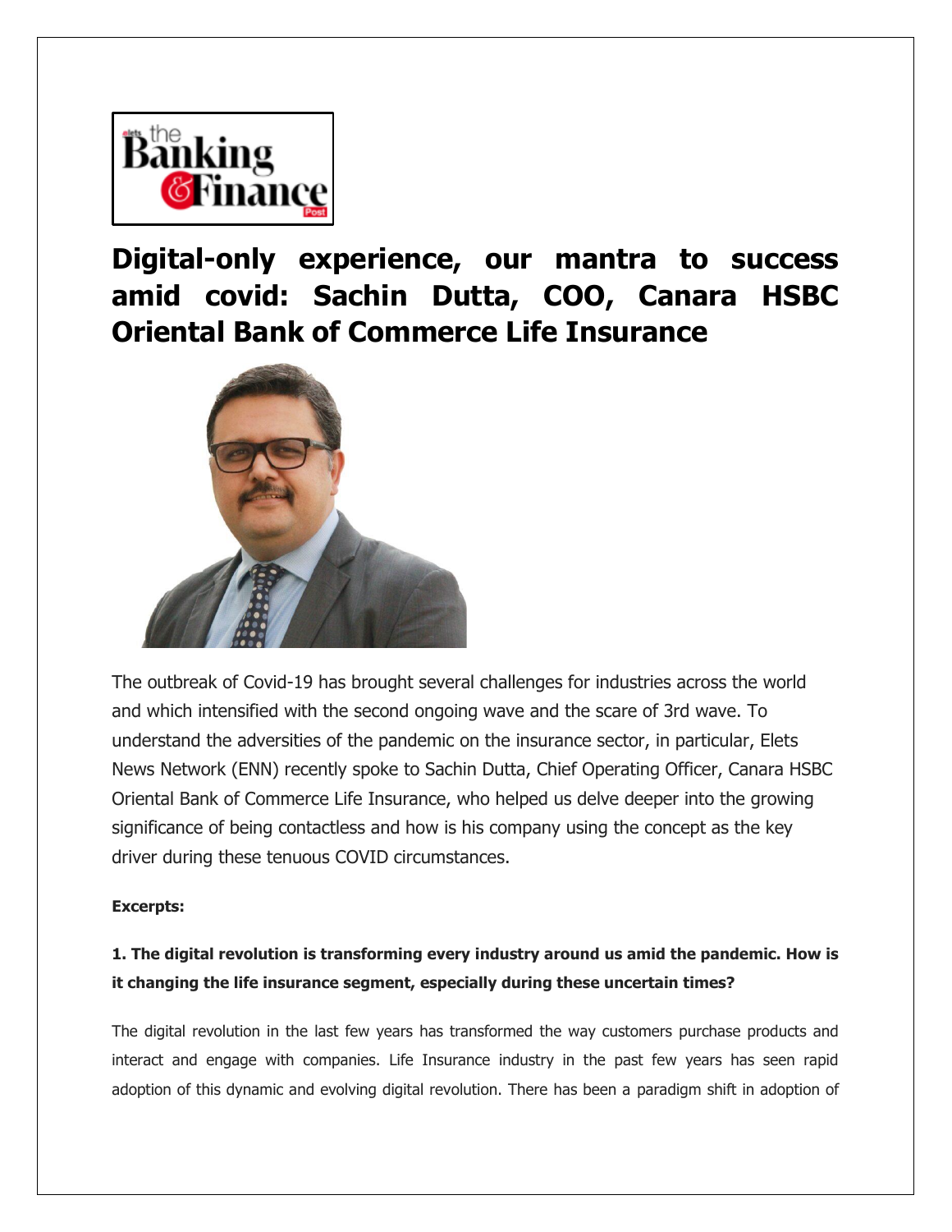# Digital-only experience, our mantra to success amid covid: Sachin Dutta, COO, Canara HSBC Oriental Bank of Commerce Life Insurance

The outbreak of Covid-19 has brought several challenges for industries across the world and which intensified with the second ongoing wave and the scare of 3rd wave. To understand the adversities of the pandemic on the insurance sector, in particular, Elets News Network (ENN) recently spoke to Sachin Dutta, Chief Operating Officer, Canara HSBC Oriental Bank of Commerce Life Insurance, who helped us delve deeper into the growing significance of being contactless and how is his company using the concept as the key driver during these tenuous COVID circumstances.

**Excerpts:**

**1. The digital revolution is transforming every industry around us amid the pandemic. How is it changing the life insurance segment, especially during these uncertain times?**

The digital revolution in the last few years has transformed the way customers purchase products and interact and engage with companies. Life Insurance industry in the past few years has seen rapid adoption of this dynamic and evolving digital revolution. There has been a paradigm shift in adoption of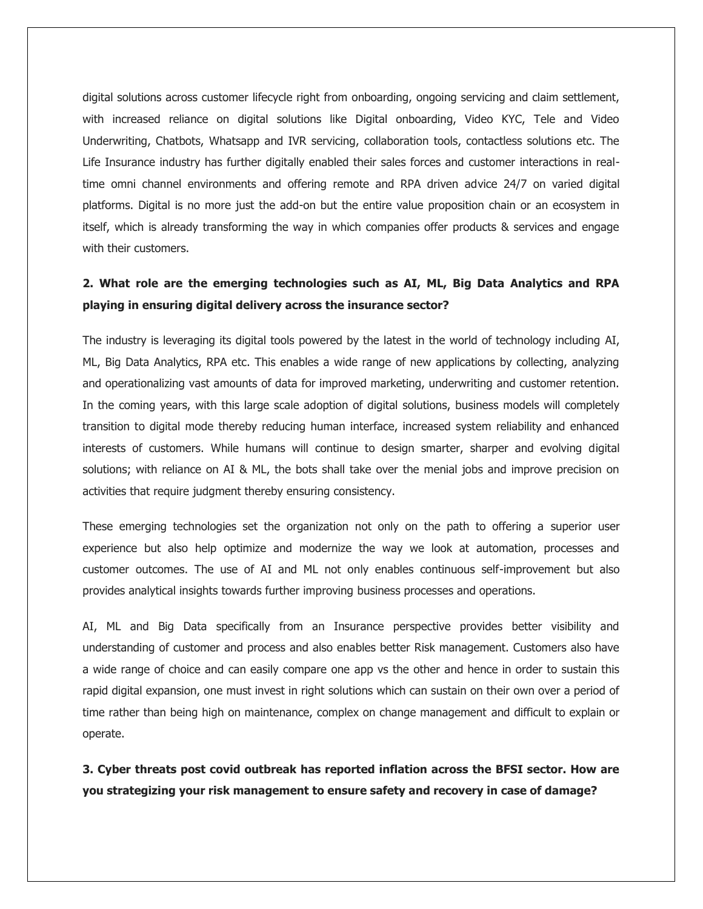digital solutions across customer lifecycle right from onboarding, ongoing servicing and claim settlement, with increased reliance on digital solutions like Digital onboarding, Video KYC, Tele and Video Underwriting, Chatbots, Whatsapp and IVR servicing, collaboration tools, contactless solutions etc. The Life Insurance industry has further digitally enabled their sales forces and customer interactions in real-time omni channel environments and offering remote and RPA driven advice 24/7 on varied digital platforms. Digital is no more just the add-on but the entire value proposition chain or an ecosystem in itself, which is already transforming the way in which companies offer products & services and engage with their customers.

**2. What role are the emerging technologies such as AI, ML, Big Data Analytics and RPA playing in ensuring digital delivery across the insurance sector?**

The industry is leveraging its digital tools powered by the latest in the world of technology including AI, ML, Big Data Analytics, RPA etc. This enables a wide range of new applications by collecting, analyzing and operationalizing vast amounts of data for improved marketing, underwriting and customer retention. In the coming years, with this large scale adoption of digital solutions, business models will completely transition to digital mode thereby reducing human interface, increased system reliability and enhanced interests of customers. While humans will continue to design smarter, sharper and evolving digital solutions; with reliance on AI & ML, the bots shall take over the menial jobs and improve precision on activities that require judgment thereby ensuring consistency.

These emerging technologies set the organization not only on the path to offering a superior user experience but also help optimize and modernize the way we look at automation, processes and customer outcomes. The use of AI and ML not only enables continuous self-improvement but also provides analytical insights towards further improving business processes and operations.

AI, ML and Big Data specifically from an Insurance perspective provides better visibility and understanding of customer and process and also enables better Risk management. Customers also have a wide range of choice and can easily compare one app vs the other and hence in order to sustain this rapid digital expansion, one must invest in right solutions which can sustain on their own over a period of time rather than being high on maintenance, complex on change management and difficult to explain or operate.

**3. Cyber threats post covid outbreak has reported inflation across the BFSI sector. How are you strategizing your risk management to ensure safety and recovery in case of damage?**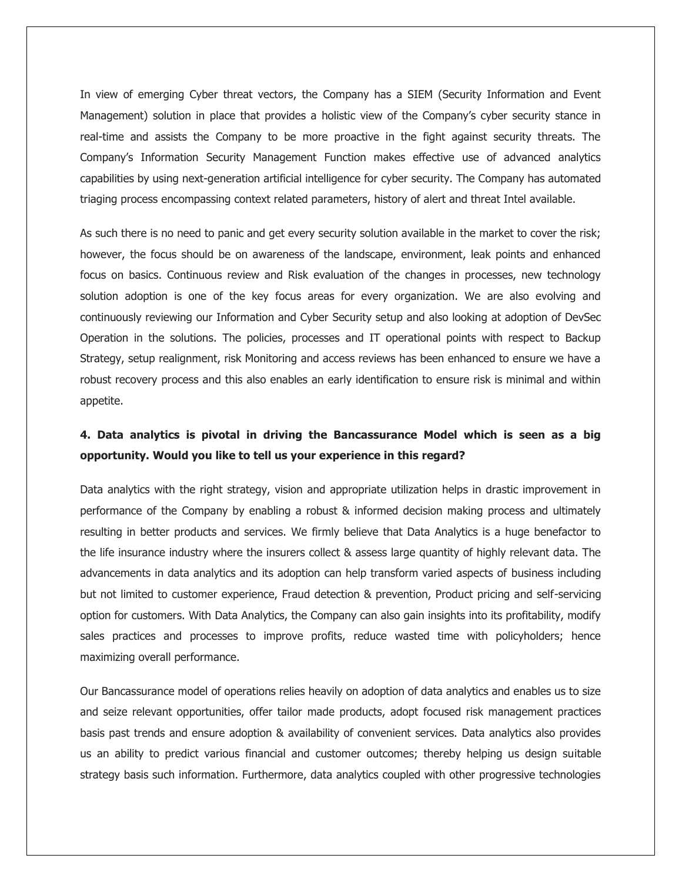In view of emerging Cyber threat vectors, the Company has a SIEM (Security Information and Event Management) solution in place that provides a holistic view of the Company's cyber security stance in real-time and assists the Company to be more proactive in the fight against security threats. The Company's Information Security Management Function makes effective use of advanced analytics capabilities by using next-generation artificial intelligence for cyber security. The Company has automated triaging process encompassing context related parameters, history of alert and threat Intel available.

As such there is no need to panic and get every security solution available in the market to cover the risk; however, the focus should be on awareness of the landscape, environment, leak points and enhanced focus on basics. Continuous review and Risk evaluation of the changes in processes, new technology solution adoption is one of the key focus areas for every organization. We are also evolving and continuously reviewing our Information and Cyber Security setup and also looking at adoption of DevSec Operation in the solutions. The policies, processes and IT operational points with respect to Backup Strategy, setup realignment, risk Monitoring and access reviews has been enhanced to ensure we have a robust recovery process and this also enables an early identification to ensure risk is minimal and within appetite.

**4. Data analytics is pivotal in driving the Bancassurance Model which is seen as a big opportunity. Would you like to tell us your experience in this regard?**

Data analytics with the right strategy, vision and appropriate utilization helps in drastic improvement in performance of the Company by enabling a robust & informed decision making process and ultimately resulting in better products and services. We firmly believe that Data Analytics is a huge benefactor to the life insurance industry where the insurers collect & assess large quantity of highly relevant data. The advancements in data analytics and its adoption can help transform varied aspects of business including but not limited to customer experience, Fraud detection & prevention, Product pricing and self-servicing option for customers. With Data Analytics, the Company can also gain insights into its profitability, modify sales practices and processes to improve profits, reduce wasted time with policyholders; hence maximizing overall performance.

Our Bancassurance model of operations relies heavily on adoption of data analytics and enables us to size and seize relevant opportunities, offer tailor made products, adopt focused risk management practices basis past trends and ensure adoption & availability of convenient services. Data analytics also provides us an ability to predict various financial and customer outcomes; thereby helping us design suitable strategy basis such information. Furthermore, data analytics coupled with other progressive technologies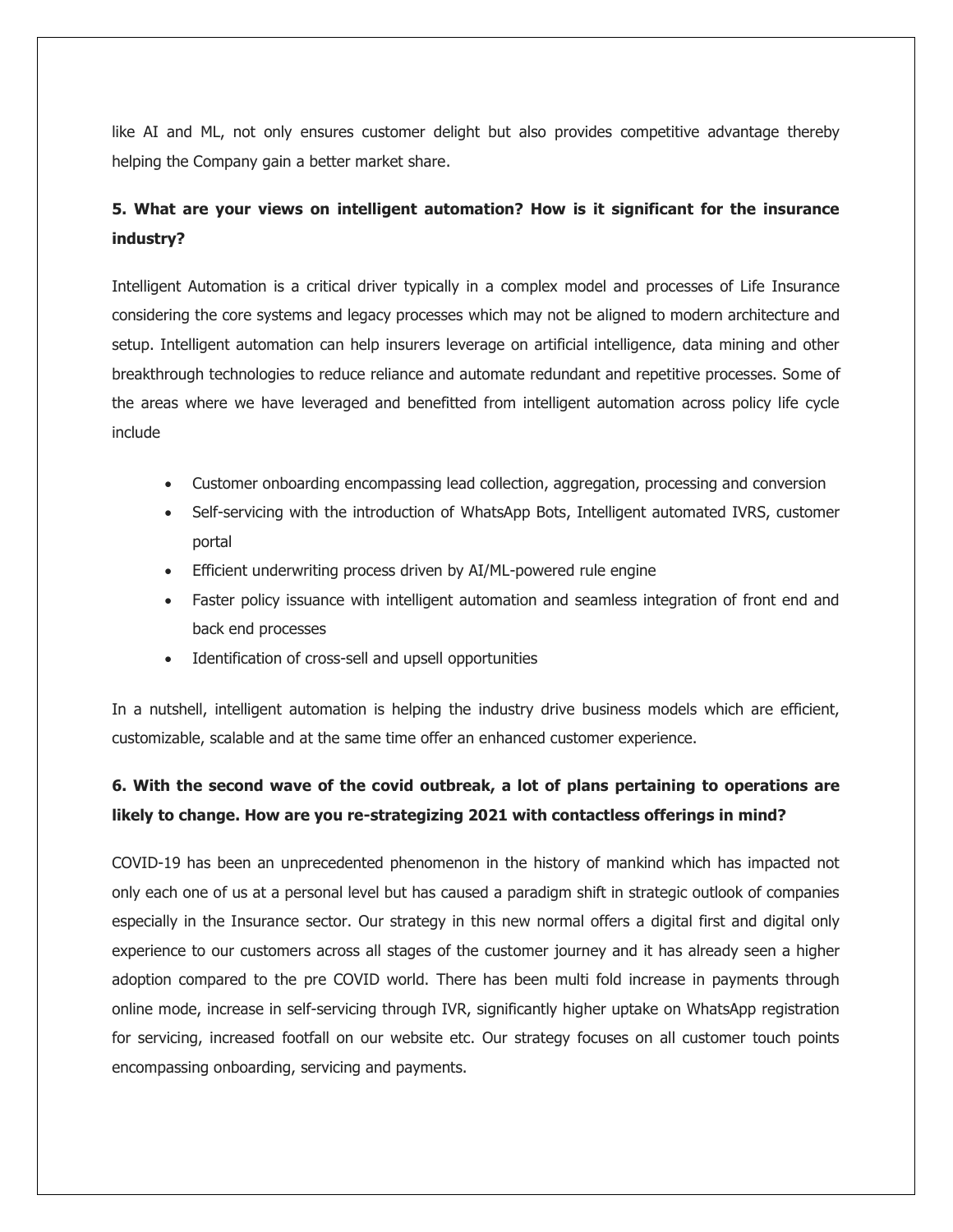like AI and ML, not only ensures customer delight but also provides competitive advantage thereby helping the Company gain a better market share.

**5. What are your views on intelligent automation? How is it significant for the insurance industry?**

Intelligent Automation is a critical driver typically in a complex model and processes of Life Insurance considering the core systems and legacy processes which may not be aligned to modern architecture and setup. Intelligent automation can help insurers leverage on artificial intelligence, data mining and other breakthrough technologies to reduce reliance and automate redundant and repetitive processes. Some of the areas where we have leveraged and benefitted from intelligent automation across policy life cycle include

- Customer onboarding encompassing lead collection, aggregation, processing and conversion
- Self-servicing with the introduction of WhatsApp Bots, Intelligent automated IVRS, customer portal
- Efficient underwriting process driven by AI/ML-powered rule engine
- Faster policy issuance with intelligent automation and seamless integration of front end and back end processes
- Identification of cross-sell and upsell opportunities

In a nutshell, intelligent automation is helping the industry drive business models which are efficient, customizable, scalable and at the same time offer an enhanced customer experience.

**6. With the second wave of the covid outbreak, a lot of plans pertaining to operations are likely to change. How are you re-strategizing 2021 with contactless offerings in mind?**

COVID-19 has been an unprecedented phenomenon in the history of mankind which has impacted not only each one of us at a personal level but has caused a paradigm shift in strategic outlook of companies especially in the Insurance sector. Our strategy in this new normal offers a digital first and digital only experience to our customers across all stages of the customer journey and it has already seen a higher adoption compared to the pre COVID world. There has been multi fold increase in payments through online mode, increase in self-servicing through IVR, significantly higher uptake on WhatsApp registration for servicing, increased footfall on our website etc. Our strategy focuses on all customer touch points encompassing onboarding, servicing and payments.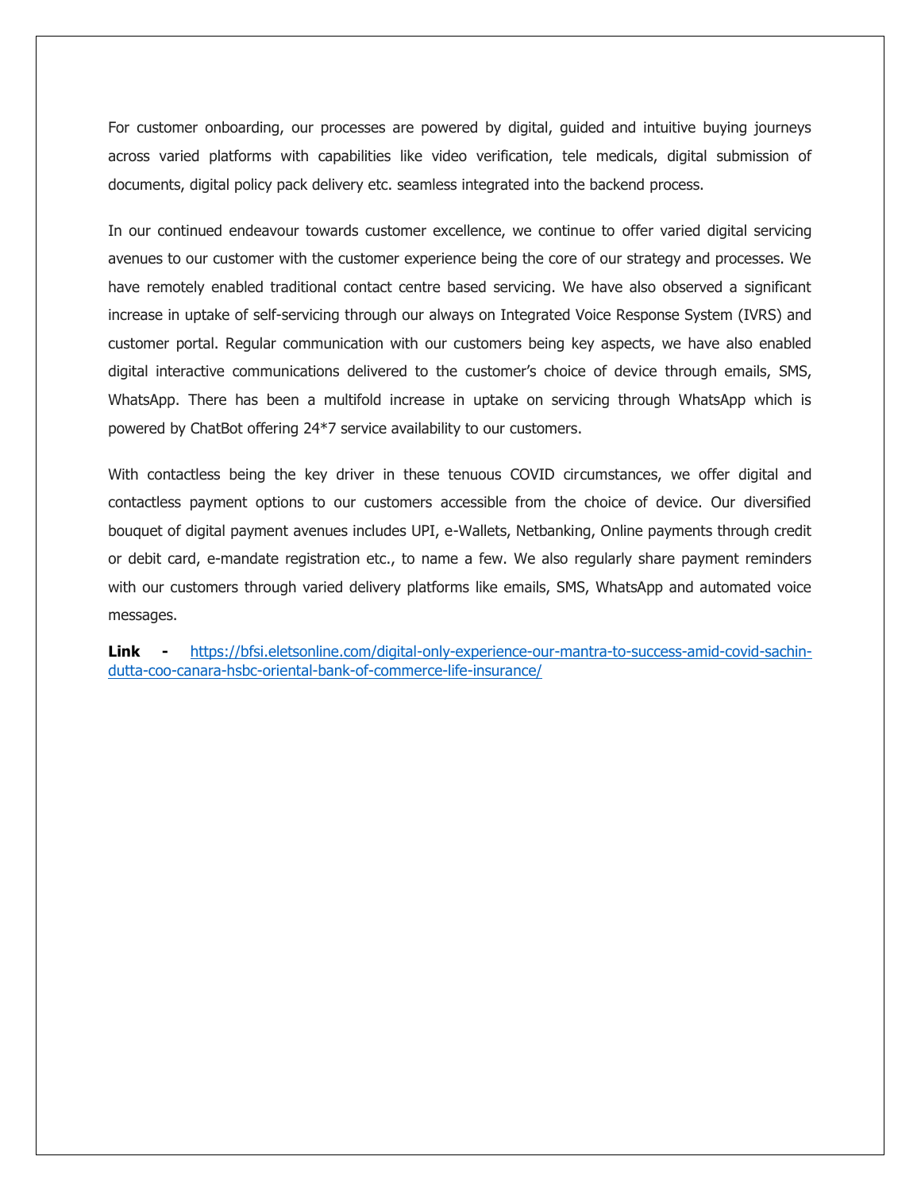For customer onboarding, our processes are powered by digital, guided and intuitive buying journeys across varied platforms with capabilities like video verification, tele medicals, digital submission of documents, digital policy pack delivery etc. seamless integrated into the backend process.

In our continued endeavour towards customer excellence, we continue to offer varied digital servicing avenues to our customer with the customer experience being the core of our strategy and processes. We have remotely enabled traditional contact centre based servicing. We have also observed a significant increase in uptake of self-servicing through our always on Integrated Voice Response System (IVRS) and customer portal. Regular communication with our customers being key aspects, we have also enabled digital interactive communications delivered to the customer's choice of device through emails, SMS, WhatsApp. There has been a multifold increase in uptake on servicing through WhatsApp which is powered by ChatBot offering 24*7 service availability to our customers.

With contactless being the key driver in these tenuous COVID circumstances, we offer digital and contactless payment options to our customers accessible from the choice of device. Our diversified bouquet of digital payment avenues includes UPI, e-Wallets, Netbanking, Online payments through credit or debit card, e-mandate registration etc., to name a few. We also regularly share payment reminders with our customers through varied delivery platforms like emails, SMS, WhatsApp and automated voice messages.

**Link -** https://bfsi.eletsonline.com/digital-only-experience-our-mantra-to-success-amid-covid-sachin-dutta-coo-canara-hsbc-oriental-bank-of-commerce-life-insurance/